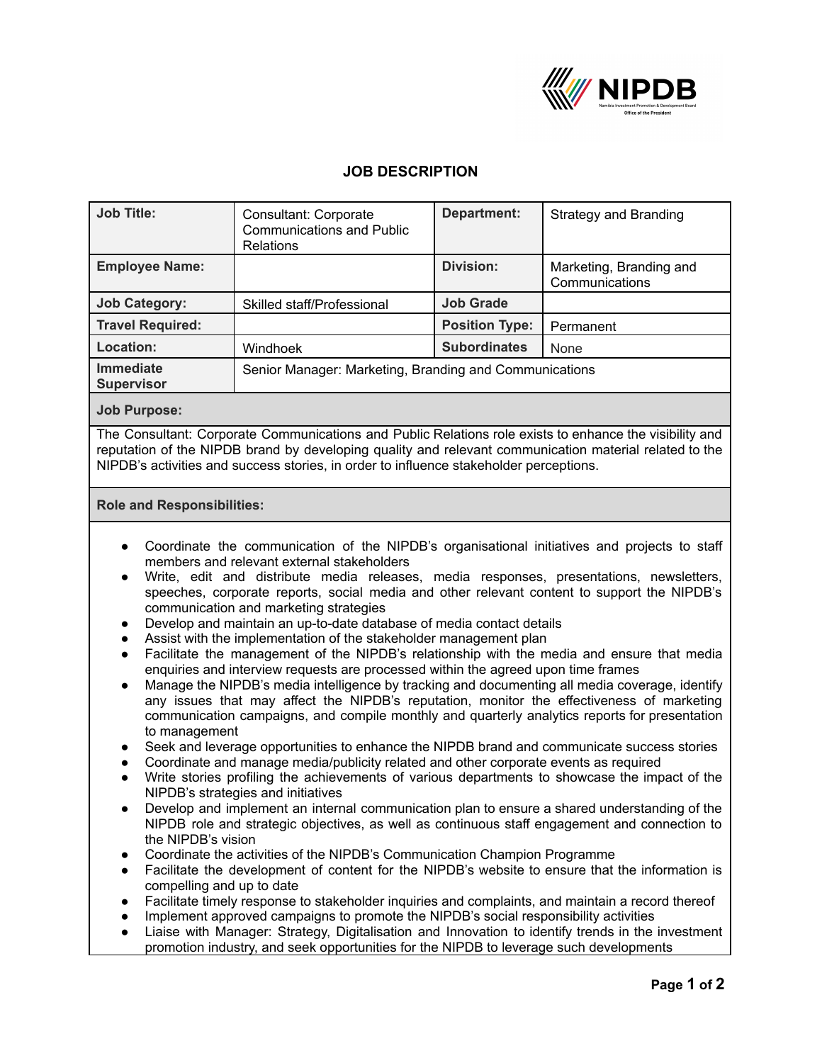# JOB DESCRIPTION

| Job Title: | Consultant: Corporate Communications and Public Relations | Department: | Strategy and Branding |
|---|---|---|---|
| Employee Name: | | Division: | Marketing, Branding and Communications |
| Job Category: | Skilled staff/Professional | Job Grade | |
| Travel Required: | | Position Type: | Permanent |
| Location: | Windhoek | Subordinates | None |
| Immediate Supervisor | Senior Manager: Marketing, Branding and Communications | | |

**Job Purpose:**

The Consultant: Corporate Communications and Public Relations role exists to enhance the visibility and reputation of the NIPDB brand by developing quality and relevant communication material related to the NIPDB's activities and success stories, in order to influence stakeholder perceptions.

**Role and Responsibilities:**

- Coordinate the communication of the NIPDB's organisational initiatives and projects to staff members and relevant external stakeholders
- Write, edit and distribute media releases, media responses, presentations, newsletters, speeches, corporate reports, social media and other relevant content to support the NIPDB's communication and marketing strategies
- Develop and maintain an up-to-date database of media contact details
- Assist with the implementation of the stakeholder management plan
- Facilitate the management of the NIPDB's relationship with the media and ensure that media enquiries and interview requests are processed within the agreed upon time frames
- Manage the NIPDB's media intelligence by tracking and documenting all media coverage, identify any issues that may affect the NIPDB's reputation, monitor the effectiveness of marketing communication campaigns, and compile monthly and quarterly analytics reports for presentation to management
- Seek and leverage opportunities to enhance the NIPDB brand and communicate success stories
- Coordinate and manage media/publicity related and other corporate events as required
- Write stories profiling the achievements of various departments to showcase the impact of the NIPDB's strategies and initiatives
- Develop and implement an internal communication plan to ensure a shared understanding of the NIPDB role and strategic objectives, as well as continuous staff engagement and connection to the NIPDB's vision
- Coordinate the activities of the NIPDB's Communication Champion Programme
- Facilitate the development of content for the NIPDB's website to ensure that the information is compelling and up to date
- Facilitate timely response to stakeholder inquiries and complaints, and maintain a record thereof
- Implement approved campaigns to promote the NIPDB's social responsibility activities
- Liaise with Manager: Strategy, Digitalisation and Innovation to identify trends in the investment promotion industry, and seek opportunities for the NIPDB to leverage such developments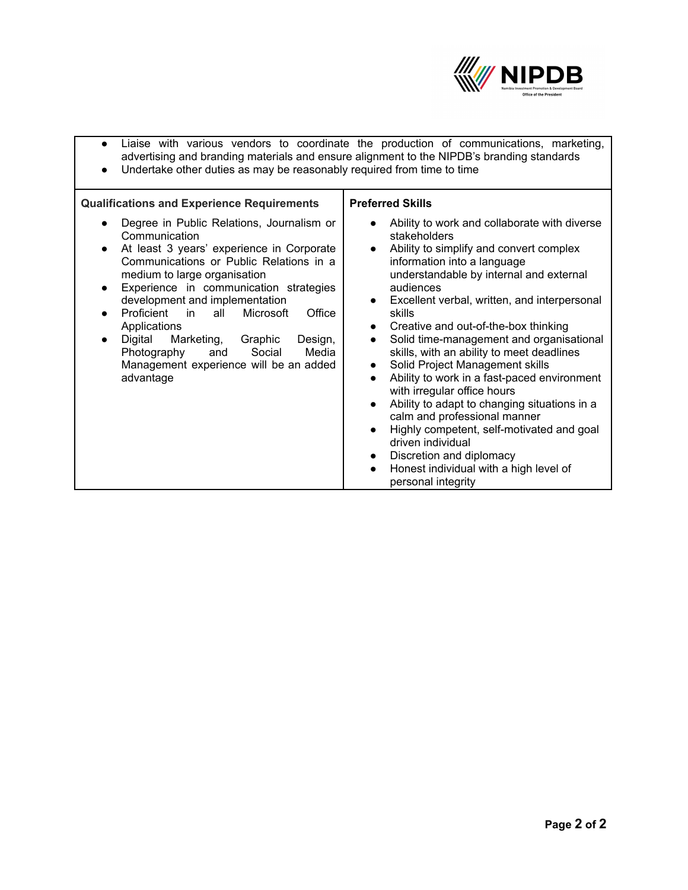- Liaise with various vendors to coordinate the production of communications, marketing, advertising and branding materials and ensure alignment to the NIPDB's branding standards
- Undertake other duties as may be reasonably required from time to time

| **Qualifications and Experience Requirements** | **Preferred Skills** |
| --- | --- |
| • Degree in Public Relations, Journalism or Communication<br>• At least 3 years' experience in Corporate Communications or Public Relations in a medium to large organisation<br>• Experience in communication strategies development and implementation<br>• Proficient in all Microsoft Office Applications<br>• Digital Marketing, Graphic Design, Photography and Social Media Management experience will be an added advantage | • Ability to work and collaborate with diverse stakeholders<br>• Ability to simplify and convert complex information into a language understandable by internal and external audiences<br>• Excellent verbal, written, and interpersonal skills<br>• Creative and out-of-the-box thinking<br>• Solid time-management and organisational skills, with an ability to meet deadlines<br>• Solid Project Management skills<br>• Ability to work in a fast-paced environment with irregular office hours<br>• Ability to adapt to changing situations in a calm and professional manner<br>• Highly competent, self-motivated and goal driven individual<br>• Discretion and diplomacy<br>• Honest individual with a high level of personal integrity |